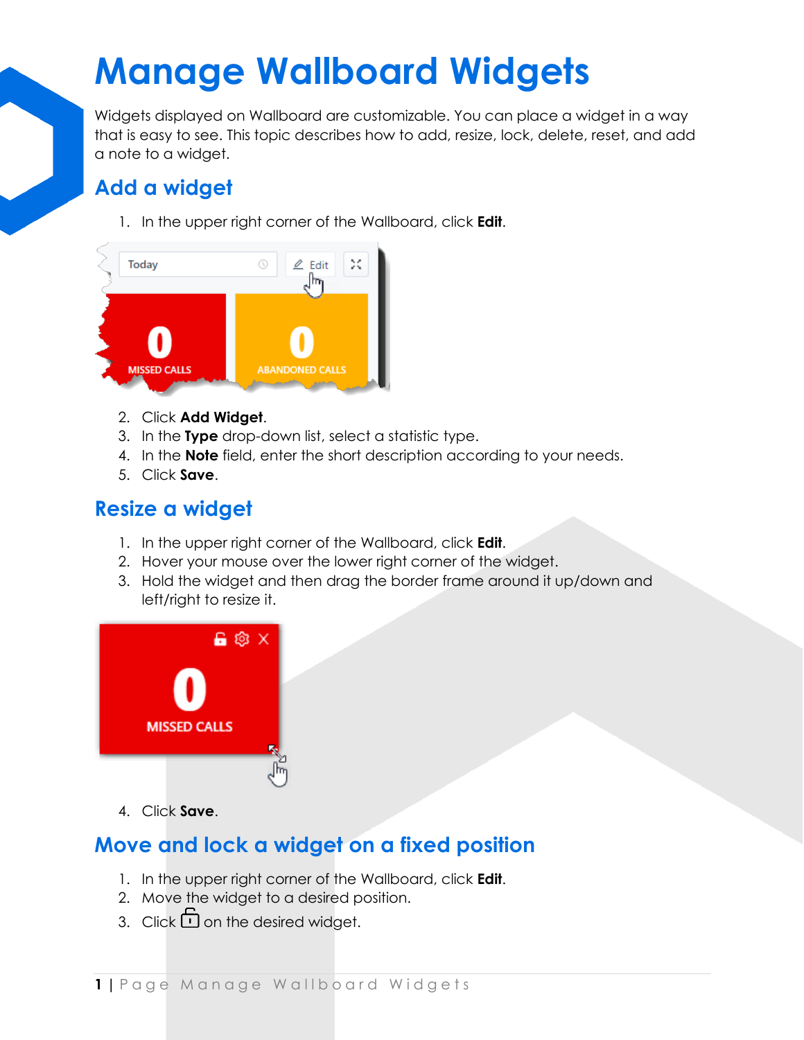# Manage Wallboard Widgets

Widgets displayed on Wallboard are customizable. You can place a widget in a way that is easy to see. This topic describes how to add, resize, lock, delete, reset, and add a note to a widget.

## Add a widget

1. In the upper right corner of the Wallboard, click **Edit**.
2. Click **Add Widget**.
3. In the **Type** drop-down list, select a statistic type.
4. In the **Note** field, enter the short description according to your needs.
5. Click **Save**.

## Resize a widget

1. In the upper right corner of the Wallboard, click **Edit**.
2. Hover your mouse over the lower right corner of the widget.
3. Hold the widget and then drag the border frame around it up/down and left/right to resize it.
4. Click **Save**.

## Move and lock a widget on a fixed position

1. In the upper right corner of the Wallboard, click **Edit**.
2. Move the widget to a desired position.
3. Click 🔓 on the desired widget.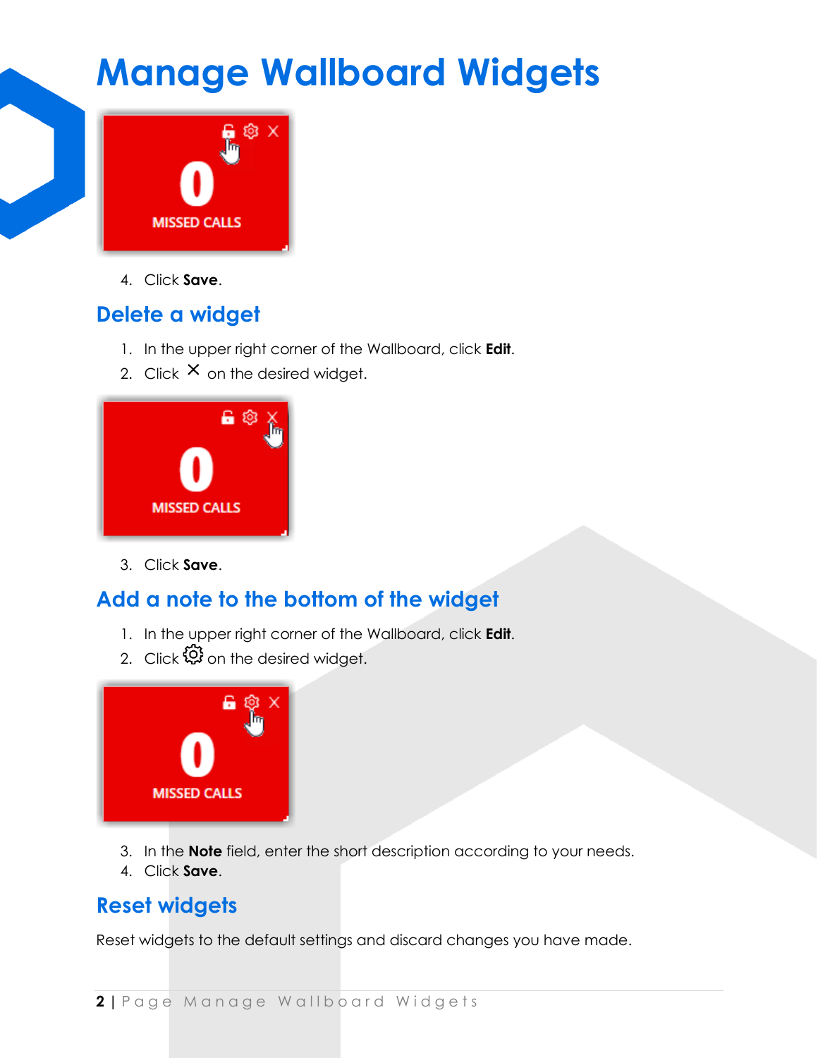# Manage Wallboard Widgets

4. Click **Save**.

## Delete a widget

1. In the upper right corner of the Wallboard, click **Edit**.
2. Click ✕ on the desired widget.
3. Click **Save**.

## Add a note to the bottom of the widget

1. In the upper right corner of the Wallboard, click **Edit**.
2. Click ⚙ on the desired widget.
3. In the **Note** field, enter the short description according to your needs.
4. Click **Save**.

## Reset widgets

Reset widgets to the default settings and discard changes you have made.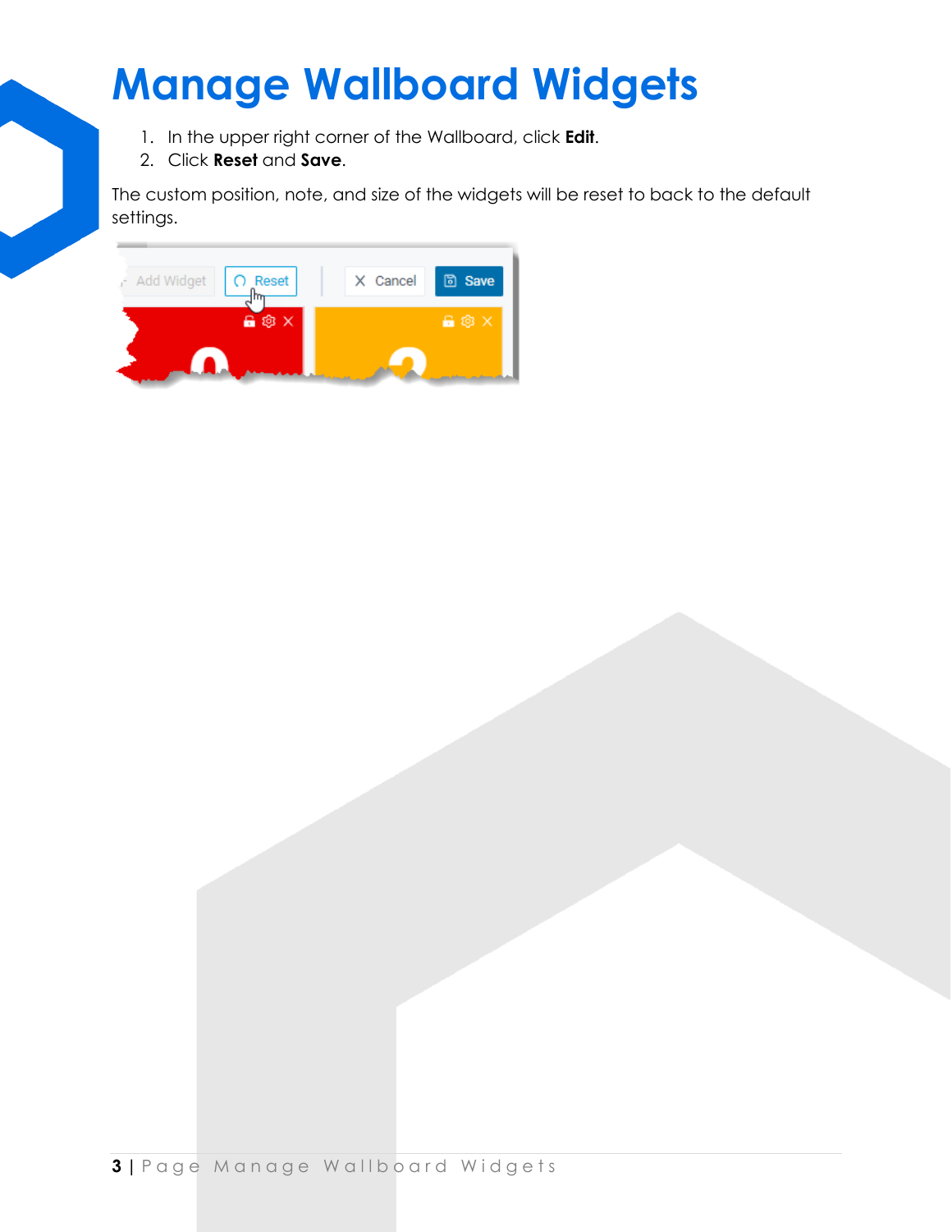# Manage Wallboard Widgets

1. In the upper right corner of the Wallboard, click **Edit**.
2. Click **Reset** and **Save**.

The custom position, note, and size of the widgets will be reset to back to the default settings.